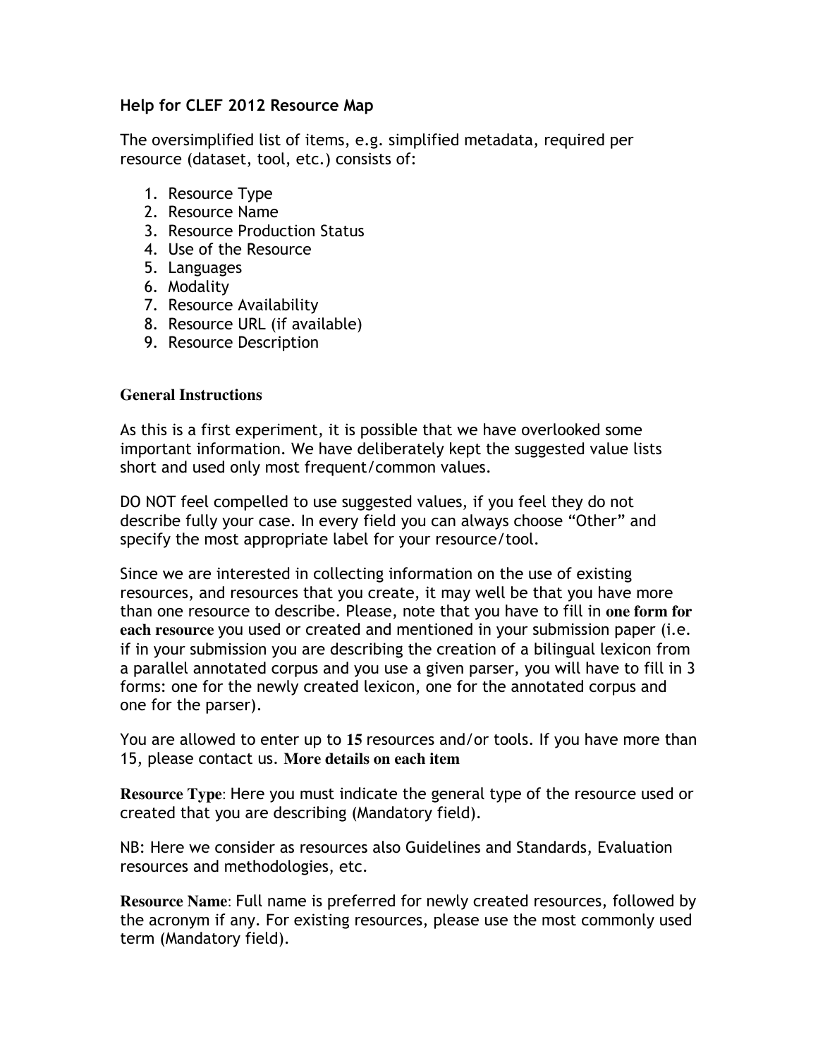**Help for CLEF 2012 Resource Map**

The oversimplified list of items, e.g. simplified metadata, required per resource (dataset, tool, etc.) consists of:

1. Resource Type
2. Resource Name
3. Resource Production Status
4. Use of the Resource
5. Languages
6. Modality
7. Resource Availability
8. Resource URL (if available)
9. Resource Description

**General Instructions**

As this is a first experiment, it is possible that we have overlooked some important information. We have deliberately kept the suggested value lists short and used only most frequent/common values.

DO NOT feel compelled to use suggested values, if you feel they do not describe fully your case. In every field you can always choose “Other” and specify the most appropriate label for your resource/tool.

Since we are interested in collecting information on the use of existing resources, and resources that you create, it may well be that you have more than one resource to describe. Please, note that you have to fill in **one form for each resource** you used or created and mentioned in your submission paper (i.e. if in your submission you are describing the creation of a bilingual lexicon from a parallel annotated corpus and you use a given parser, you will have to fill in 3 forms: one for the newly created lexicon, one for the annotated corpus and one for the parser).

You are allowed to enter up to **15** resources and/or tools. If you have more than 15, please contact us. **More details on each item**

**Resource Type**: Here you must indicate the general type of the resource used or created that you are describing (Mandatory field).

NB: Here we consider as resources also Guidelines and Standards, Evaluation resources and methodologies, etc.

**Resource Name**: Full name is preferred for newly created resources, followed by the acronym if any. For existing resources, please use the most commonly used term (Mandatory field).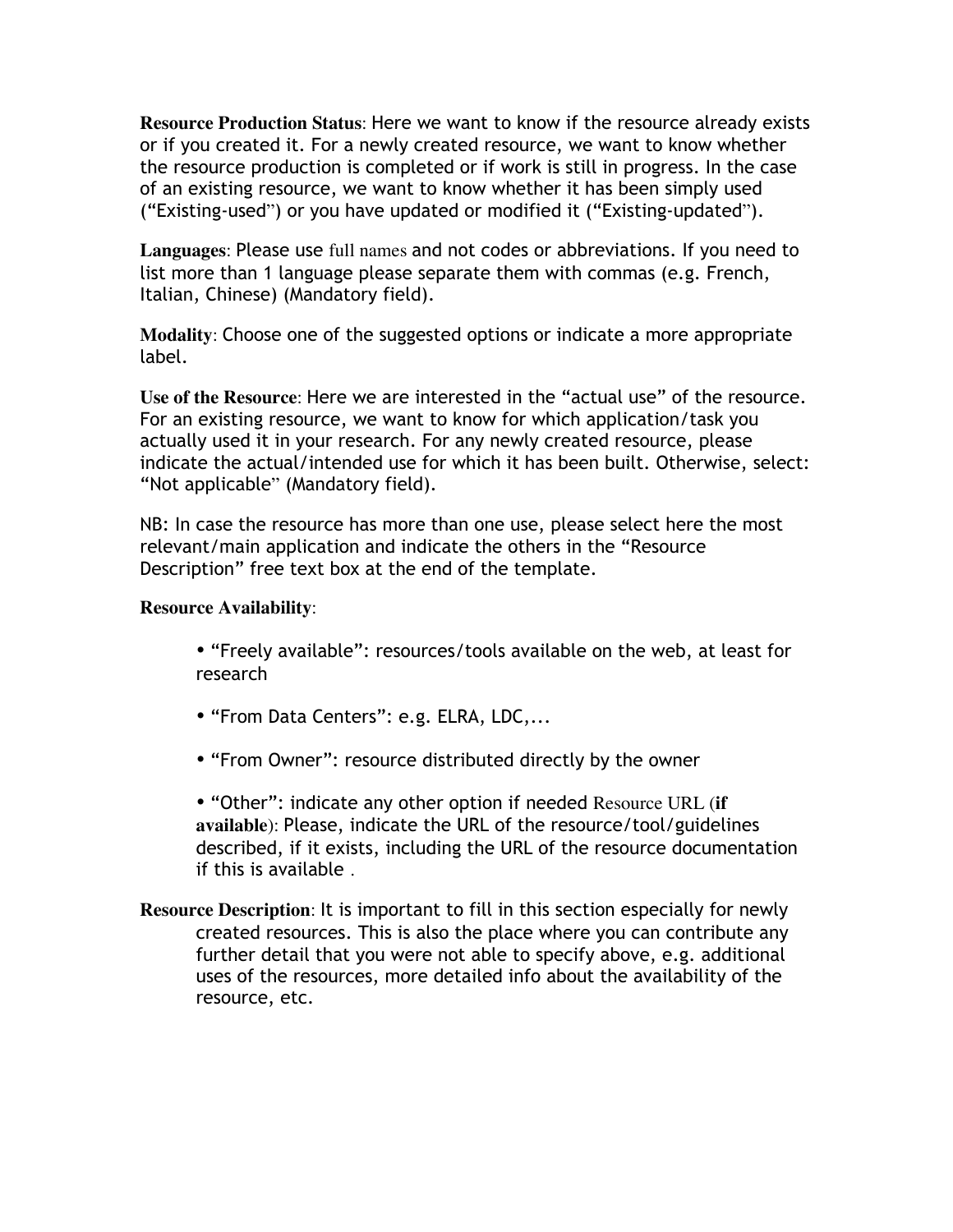**Resource Production Status**: Here we want to know if the resource already exists or if you created it. For a newly created resource, we want to know whether the resource production is completed or if work is still in progress. In the case of an existing resource, we want to know whether it has been simply used ("Existing-used") or you have updated or modified it ("Existing-updated").

**Languages**: Please use full names and not codes or abbreviations. If you need to list more than 1 language please separate them with commas (e.g. French, Italian, Chinese) (Mandatory field).

**Modality**: Choose one of the suggested options or indicate a more appropriate label.

**Use of the Resource**: Here we are interested in the "actual use" of the resource. For an existing resource, we want to know for which application/task you actually used it in your research. For any newly created resource, please indicate the actual/intended use for which it has been built. Otherwise, select: "Not applicable" (Mandatory field).

NB: In case the resource has more than one use, please select here the most relevant/main application and indicate the others in the "Resource Description" free text box at the end of the template.

**Resource Availability**:

- "Freely available": resources/tools available on the web, at least for research
- "From Data Centers": e.g. ELRA, LDC,...
- "From Owner": resource distributed directly by the owner
- "Other": indicate any other option if needed Resource URL (**if available**): Please, indicate the URL of the resource/tool/guidelines described, if it exists, including the URL of the resource documentation if this is available .

**Resource Description**: It is important to fill in this section especially for newly created resources. This is also the place where you can contribute any further detail that you were not able to specify above, e.g. additional uses of the resources, more detailed info about the availability of the resource, etc.